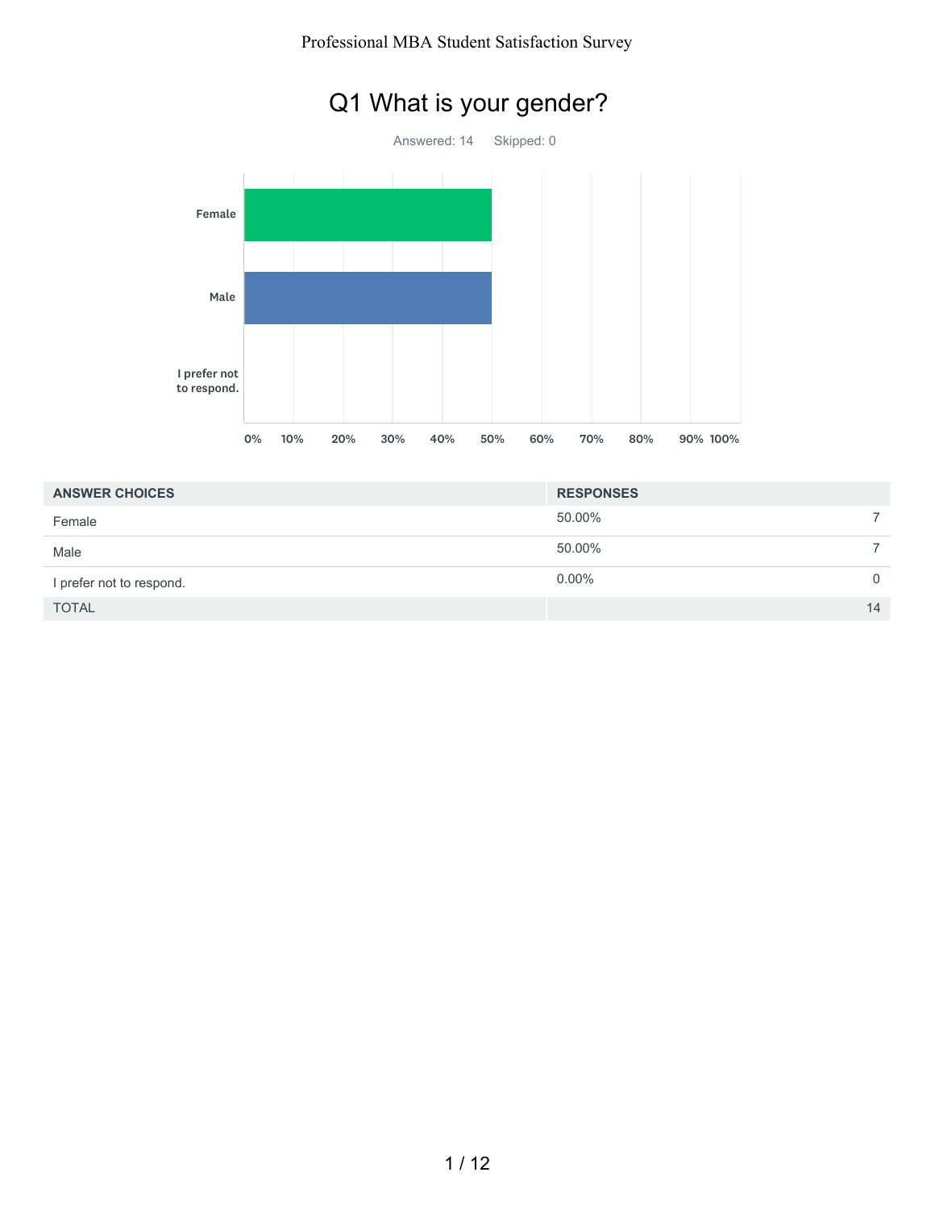# Q1 What is your gender?

Answered: 14 Skipped: 0

Female

Male

I prefer not to respond.

0% 10% 20% 30% 40% 50% 60% 70% 80% 90% 100%

| ANSWER CHOICES | RESPONSES | |
|---|---|---|
| Female | 50.00% | 7 |
| Male | 50.00% | 7 |
| I prefer not to respond. | 0.00% | 0 |
| TOTAL | | 14 |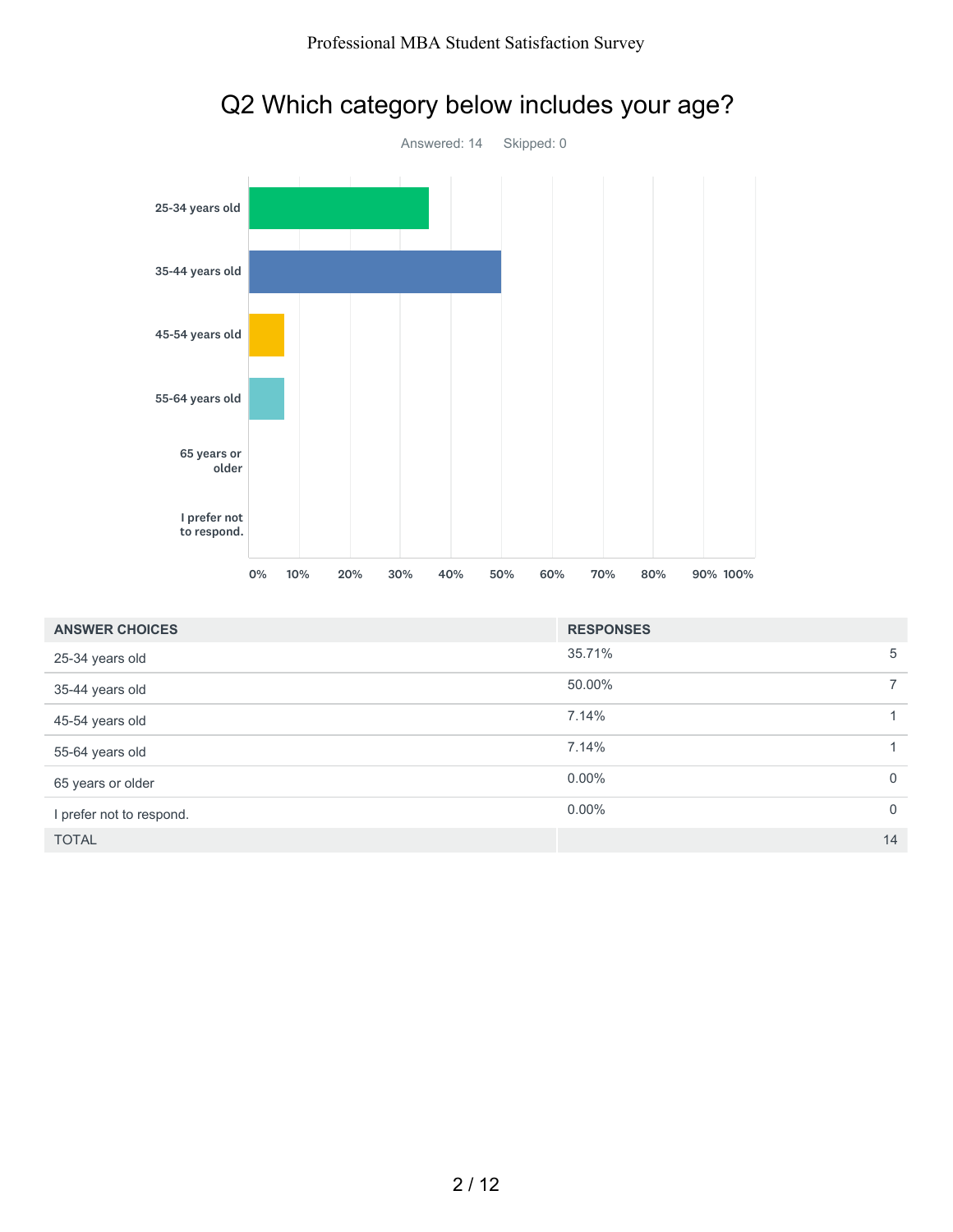# Q2 Which category below includes your age?

Answered: 14 Skipped: 0

25-34 years old

35-44 years old

45-54 years old

55-64 years old

65 years or older

I prefer not to respond.

0% 10% 20% 30% 40% 50% 60% 70% 80% 90% 100%

| ANSWER CHOICES | RESPONSES | |
|---|---|---|
| 25-34 years old | 35.71% | 5 |
| 35-44 years old | 50.00% | 7 |
| 45-54 years old | 7.14% | 1 |
| 55-64 years old | 7.14% | 1 |
| 65 years or older | 0.00% | 0 |
| I prefer not to respond. | 0.00% | 0 |
| TOTAL | | 14 |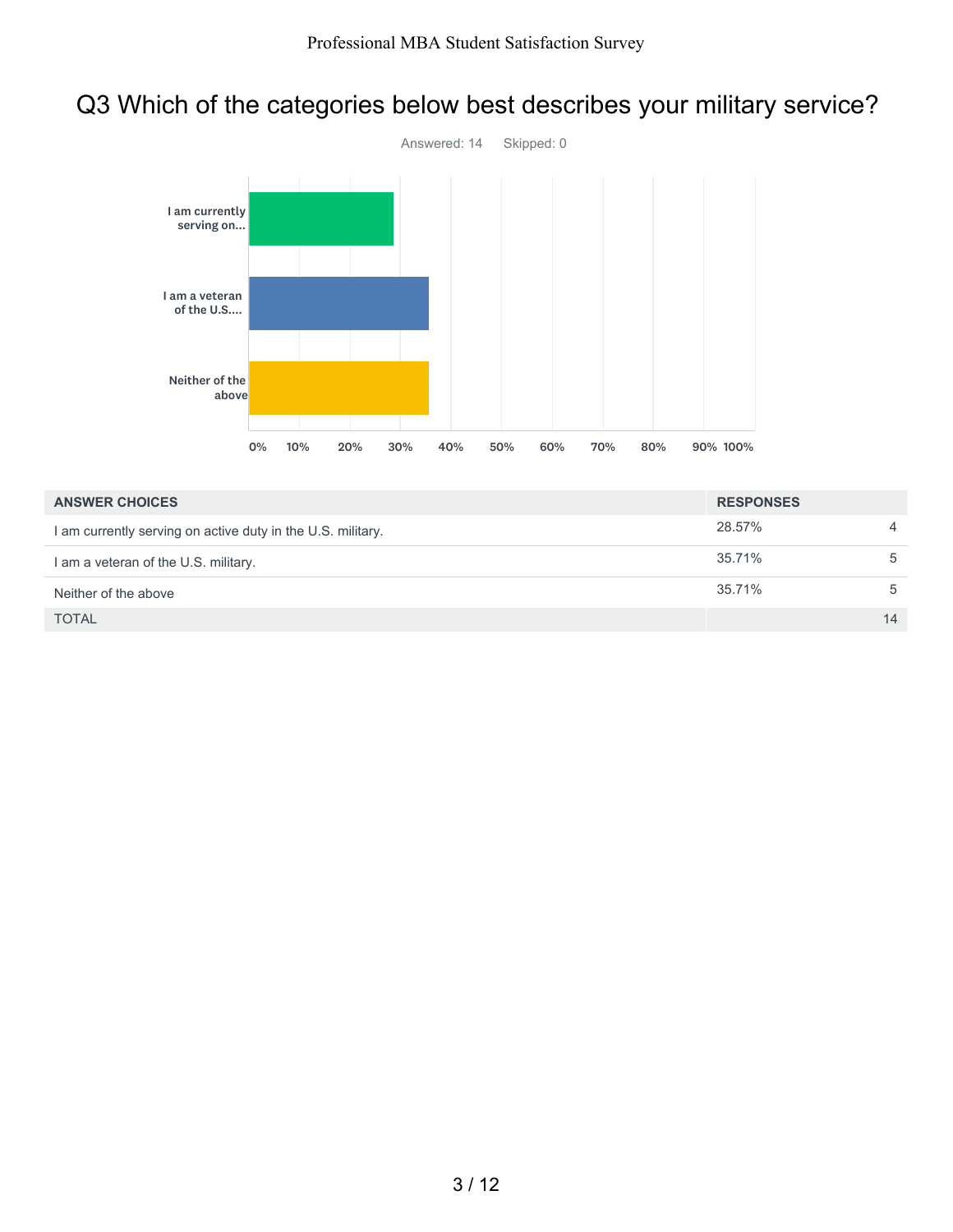# Q3 Which of the categories below best describes your military service?

Answered: 14    Skipped: 0

I am currently serving on...

I am a veteran of the U.S....

Neither of the above

0% 10% 20% 30% 40% 50% 60% 70% 80% 90% 100%

| ANSWER CHOICES | RESPONSES | |
|---|---|---|
| I am currently serving on active duty in the U.S. military. | 28.57% | 4 |
| I am a veteran of the U.S. military. | 35.71% | 5 |
| Neither of the above | 35.71% | 5 |
| TOTAL | | 14 |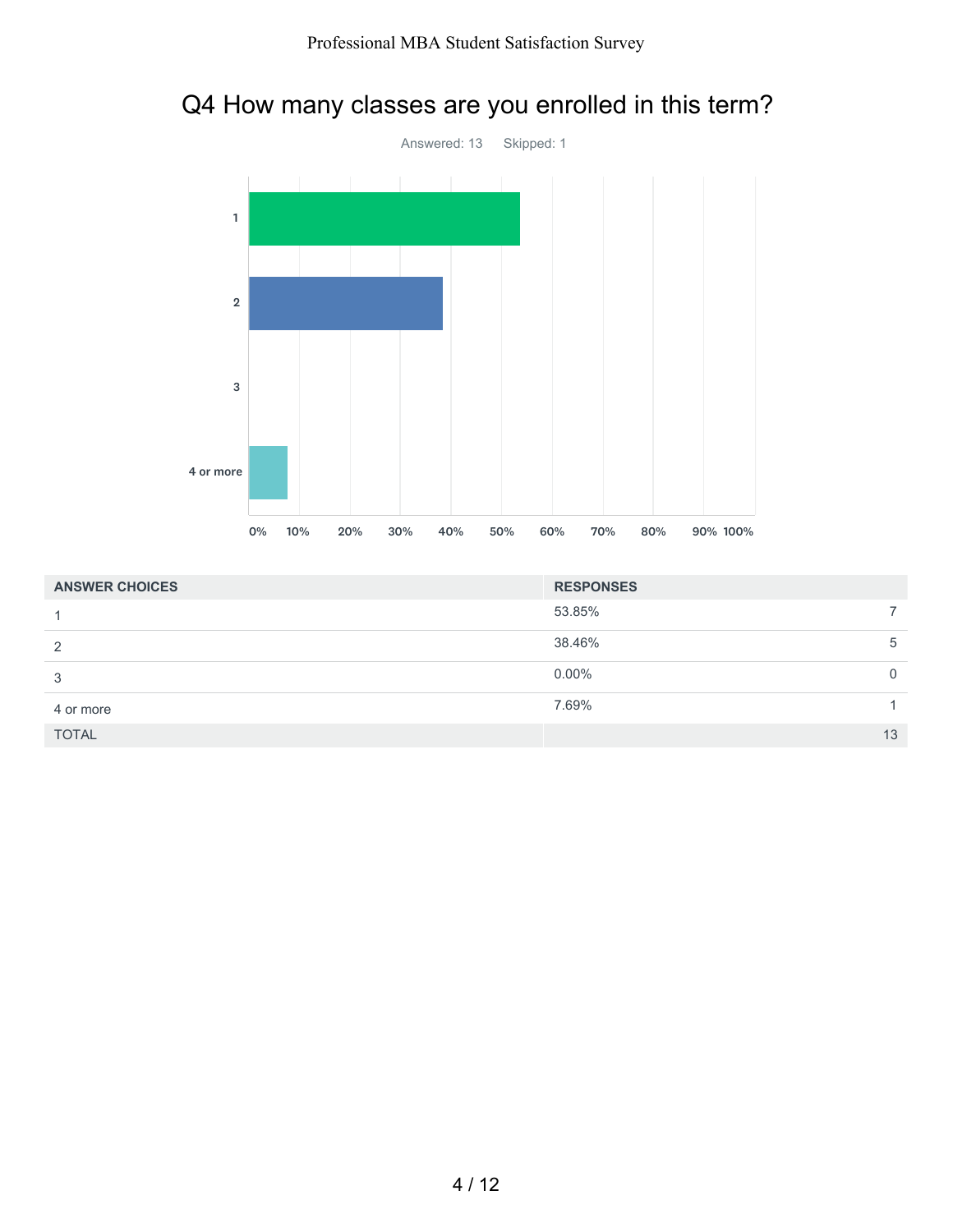# Q4 How many classes are you enrolled in this term?

Answered: 13 Skipped: 1

1

2

3

4 or more

0% 10% 20% 30% 40% 50% 60% 70% 80% 90% 100%

| ANSWER CHOICES | RESPONSES | |
|---|---|---|
| 1 | 53.85% | 7 |
| 2 | 38.46% | 5 |
| 3 | 0.00% | 0 |
| 4 or more | 7.69% | 1 |
| TOTAL | | 13 |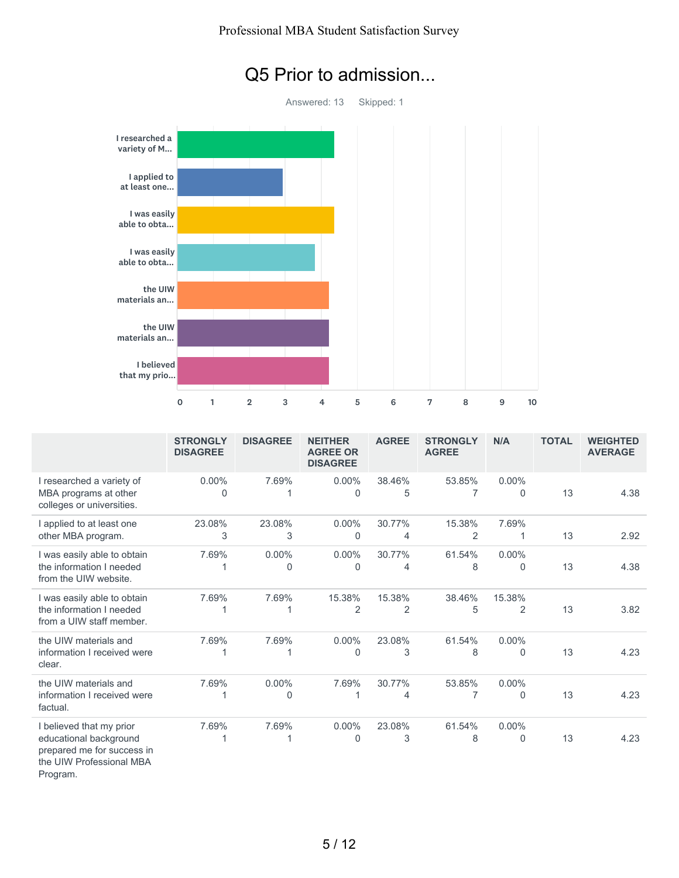# Q5 Prior to admission...

Answered: 13 Skipped: 1

I researched a variety of M...

I applied to at least one...

I was easily able to obta...

I was easily able to obta...

the UIW materials an...

the UIW materials an...

I believed that my prio...

0 1 2 3 4 5 6 7 8 9 10

| | STRONGLY DISAGREE | DISAGREE | NEITHER AGREE OR DISAGREE | AGREE | STRONGLY AGREE | N/A | TOTAL | WEIGHTED AVERAGE |
|---|---|---|---|---|---|---|---|---|
| I researched a variety of MBA programs at other colleges or universities. | 0.00% 0 | 7.69% 1 | 0.00% 0 | 38.46% 5 | 53.85% 7 | 0.00% 0 | 13 | 4.38 |
| I applied to at least one other MBA program. | 23.08% 3 | 23.08% 3 | 0.00% 0 | 30.77% 4 | 15.38% 2 | 7.69% 1 | 13 | 2.92 |
| I was easily able to obtain the information I needed from the UIW website. | 7.69% 1 | 0.00% 0 | 0.00% 0 | 30.77% 4 | 61.54% 8 | 0.00% 0 | 13 | 4.38 |
| I was easily able to obtain the information I needed from a UIW staff member. | 7.69% 1 | 7.69% 1 | 15.38% 2 | 15.38% 2 | 38.46% 5 | 15.38% 2 | 13 | 3.82 |
| the UIW materials and information I received were clear. | 7.69% 1 | 7.69% 1 | 0.00% 0 | 23.08% 3 | 61.54% 8 | 0.00% 0 | 13 | 4.23 |
| the UIW materials and information I received were factual. | 7.69% 1 | 0.00% 0 | 7.69% 1 | 30.77% 4 | 53.85% 7 | 0.00% 0 | 13 | 4.23 |
| I believed that my prior educational background prepared me for success in the UIW Professional MBA Program. | 7.69% 1 | 7.69% 1 | 0.00% 0 | 23.08% 3 | 61.54% 8 | 0.00% 0 | 13 | 4.23 |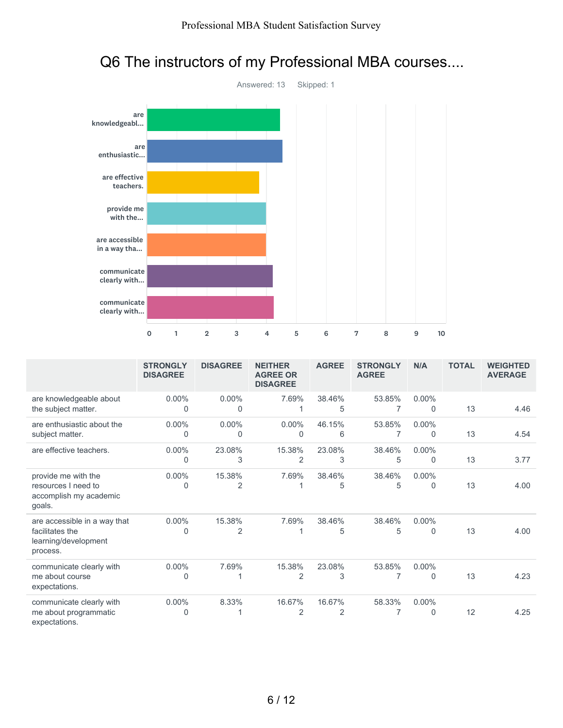# Q6 The instructors of my Professional MBA courses....

Answered: 13 Skipped: 1

are knowledgeabl...

are enthusiastic...

are effective teachers.

provide me with the...

are accessible in a way tha...

communicate clearly with...

communicate clearly with...

0 1 2 3 4 5 6 7 8 9 10

| | STRONGLY DISAGREE | DISAGREE | NEITHER AGREE OR DISAGREE | AGREE | STRONGLY AGREE | N/A | TOTAL | WEIGHTED AVERAGE |
|---|---|---|---|---|---|---|---|---|
| are knowledgeable about the subject matter. | 0.00% 0 | 0.00% 0 | 7.69% 1 | 38.46% 5 | 53.85% 7 | 0.00% 0 | 13 | 4.46 |
| are enthusiastic about the subject matter. | 0.00% 0 | 0.00% 0 | 0.00% 0 | 46.15% 6 | 53.85% 7 | 0.00% 0 | 13 | 4.54 |
| are effective teachers. | 0.00% 0 | 23.08% 3 | 15.38% 2 | 23.08% 3 | 38.46% 5 | 0.00% 0 | 13 | 3.77 |
| provide me with the resources I need to accomplish my academic goals. | 0.00% 0 | 15.38% 2 | 7.69% 1 | 38.46% 5 | 38.46% 5 | 0.00% 0 | 13 | 4.00 |
| are accessible in a way that facilitates the learning/development process. | 0.00% 0 | 15.38% 2 | 7.69% 1 | 38.46% 5 | 38.46% 5 | 0.00% 0 | 13 | 4.00 |
| communicate clearly with me about course expectations. | 0.00% 0 | 7.69% 1 | 15.38% 2 | 23.08% 3 | 53.85% 7 | 0.00% 0 | 13 | 4.23 |
| communicate clearly with me about programmatic expectations. | 0.00% 0 | 8.33% 1 | 16.67% 2 | 16.67% 2 | 58.33% 7 | 0.00% 0 | 12 | 4.25 |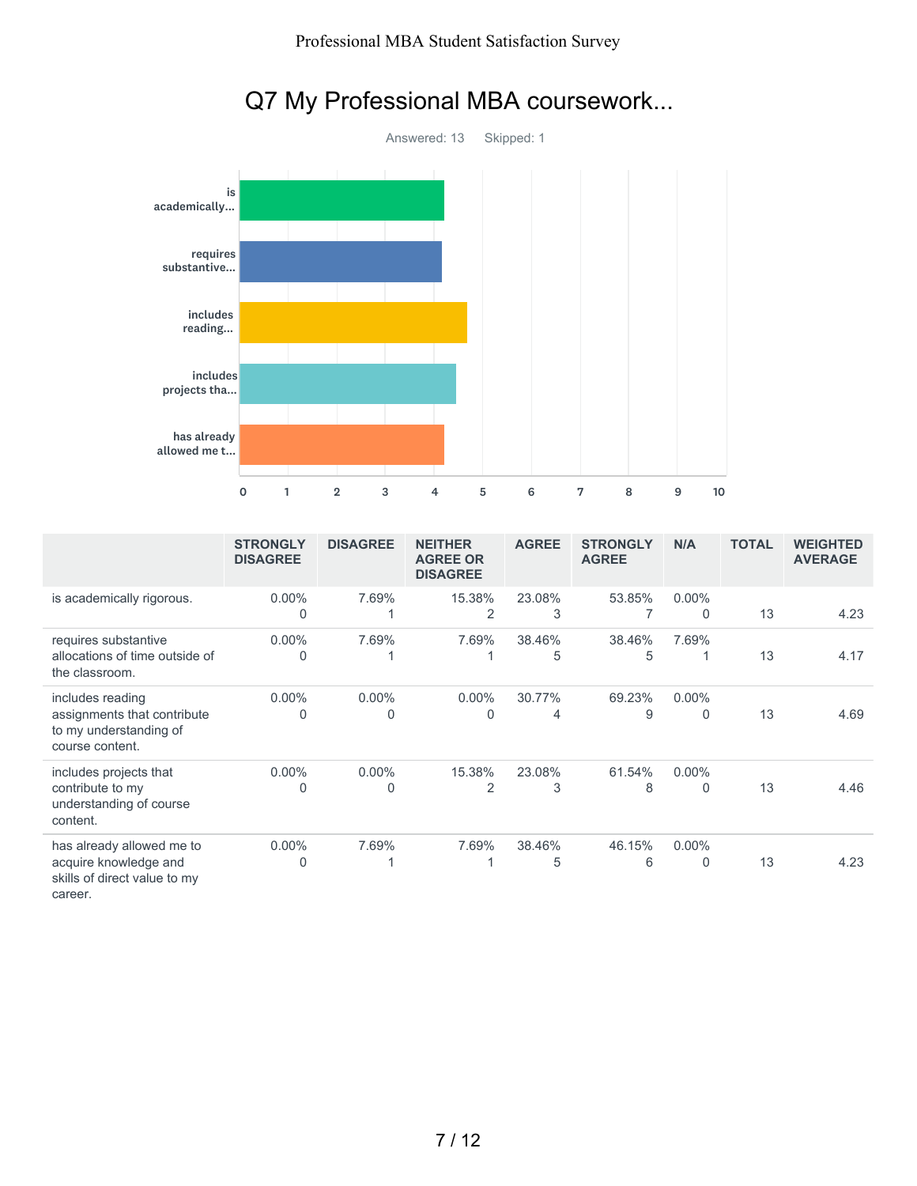# Q7 My Professional MBA coursework...

Answered: 13 Skipped: 1

is academically...

requires substantive...

includes reading...

includes projects tha...

has already allowed me t...

0 1 2 3 4 5 6 7 8 9 10

| | STRONGLY DISAGREE | DISAGREE | NEITHER AGREE OR DISAGREE | AGREE | STRONGLY AGREE | N/A | TOTAL | WEIGHTED AVERAGE |
|---|---|---|---|---|---|---|---|---|
| is academically rigorous. | 0.00% 0 | 7.69% 1 | 15.38% 2 | 23.08% 3 | 53.85% 7 | 0.00% 0 | 13 | 4.23 |
| requires substantive allocations of time outside of the classroom. | 0.00% 0 | 7.69% 1 | 7.69% 1 | 38.46% 5 | 38.46% 5 | 7.69% 1 | 13 | 4.17 |
| includes reading assignments that contribute to my understanding of course content. | 0.00% 0 | 0.00% 0 | 0.00% 0 | 30.77% 4 | 69.23% 9 | 0.00% 0 | 13 | 4.69 |
| includes projects that contribute to my understanding of course content. | 0.00% 0 | 0.00% 0 | 15.38% 2 | 23.08% 3 | 61.54% 8 | 0.00% 0 | 13 | 4.46 |
| has already allowed me to acquire knowledge and skills of direct value to my career. | 0.00% 0 | 7.69% 1 | 7.69% 1 | 38.46% 5 | 46.15% 6 | 0.00% 0 | 13 | 4.23 |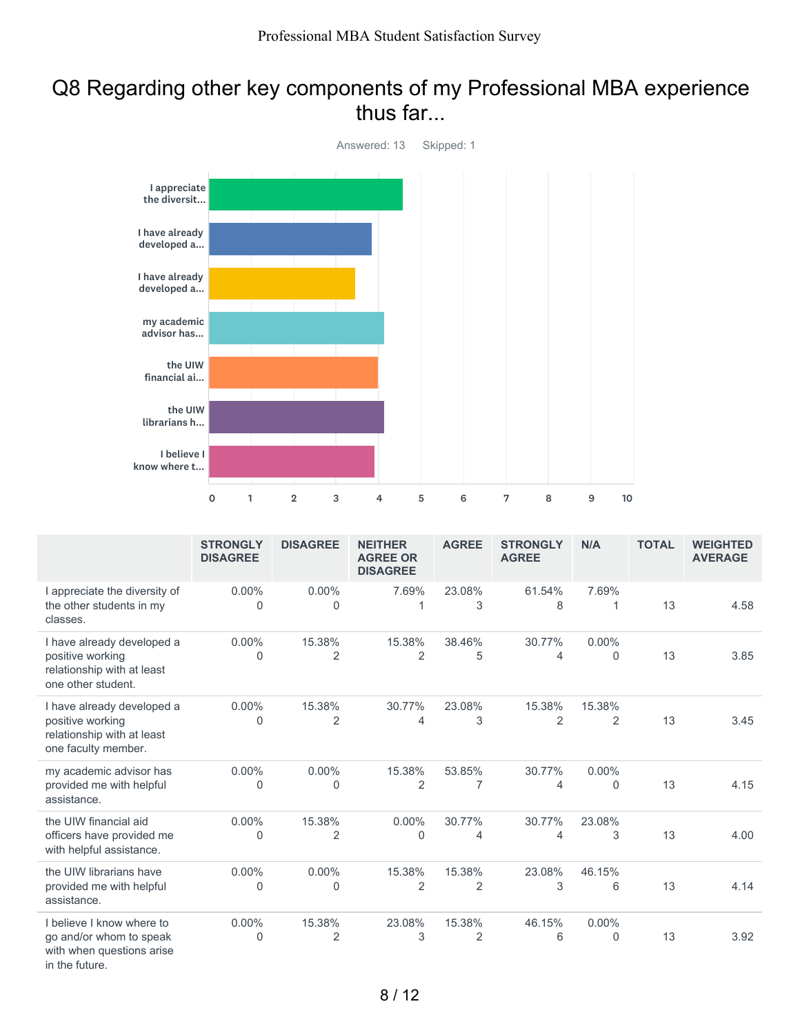## Q8 Regarding other key components of my Professional MBA experience thus far...

Answered: 13 Skipped: 1

I appreciate the diversit...

I have already developed a...

I have already developed a...

my academic advisor has...

the UIW financial ai...

the UIW librarians h...

I believe I know where t...

0 1 2 3 4 5 6 7 8 9 10

| | STRONGLY DISAGREE | DISAGREE | NEITHER AGREE OR DISAGREE | AGREE | STRONGLY AGREE | N/A | TOTAL | WEIGHTED AVERAGE |
|---|---|---|---|---|---|---|---|---|
| I appreciate the diversity of the other students in my classes. | 0.00% 0 | 0.00% 0 | 7.69% 1 | 23.08% 3 | 61.54% 8 | 7.69% 1 | 13 | 4.58 |
| I have already developed a positive working relationship with at least one other student. | 0.00% 0 | 15.38% 2 | 15.38% 2 | 38.46% 5 | 30.77% 4 | 0.00% 0 | 13 | 3.85 |
| I have already developed a positive working relationship with at least one faculty member. | 0.00% 0 | 15.38% 2 | 30.77% 4 | 23.08% 3 | 15.38% 2 | 15.38% 2 | 13 | 3.45 |
| my academic advisor has provided me with helpful assistance. | 0.00% 0 | 0.00% 0 | 15.38% 2 | 53.85% 7 | 30.77% 4 | 0.00% 0 | 13 | 4.15 |
| the UIW financial aid officers have provided me with helpful assistance. | 0.00% 0 | 15.38% 2 | 0.00% 0 | 30.77% 4 | 30.77% 4 | 23.08% 3 | 13 | 4.00 |
| the UIW librarians have provided me with helpful assistance. | 0.00% 0 | 0.00% 0 | 15.38% 2 | 15.38% 2 | 23.08% 3 | 46.15% 6 | 13 | 4.14 |
| I believe I know where to go and/or whom to speak with when questions arise in the future. | 0.00% 0 | 15.38% 2 | 23.08% 3 | 15.38% 2 | 46.15% 6 | 0.00% 0 | 13 | 3.92 |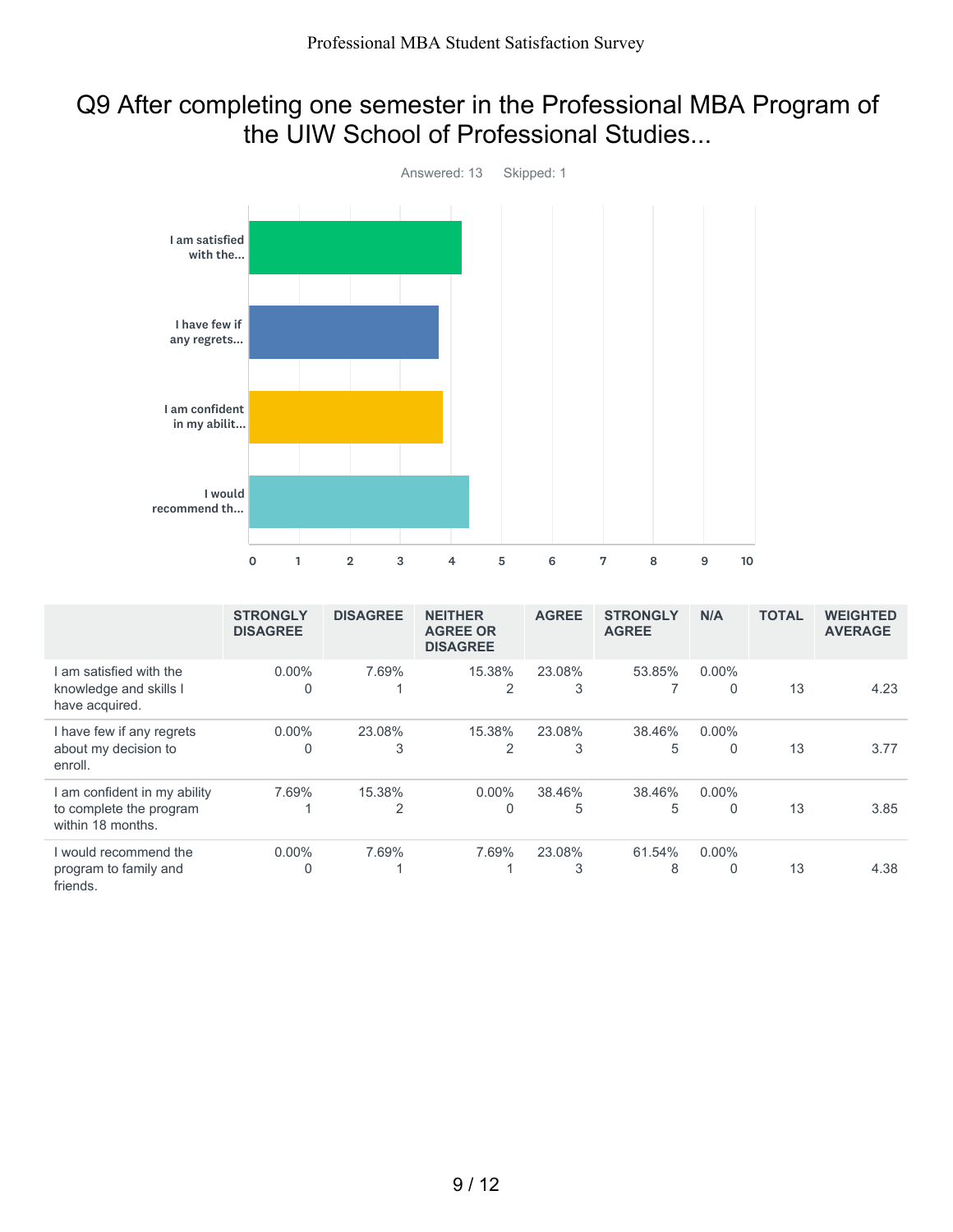# Q9 After completing one semester in the Professional MBA Program of the UIW School of Professional Studies...

Answered: 13 Skipped: 1

I am satisfied with the...

I have few if any regrets...

I am confident in my abilit...

I would recommend th...

0 1 2 3 4 5 6 7 8 9 10

| | STRONGLY DISAGREE | DISAGREE | NEITHER AGREE OR DISAGREE | AGREE | STRONGLY AGREE | N/A | TOTAL | WEIGHTED AVERAGE |
|---|---|---|---|---|---|---|---|---|
| I am satisfied with the knowledge and skills I have acquired. | 0.00% 0 | 7.69% 1 | 15.38% 2 | 23.08% 3 | 53.85% 7 | 0.00% 0 | 13 | 4.23 |
| I have few if any regrets about my decision to enroll. | 0.00% 0 | 23.08% 3 | 15.38% 2 | 23.08% 3 | 38.46% 5 | 0.00% 0 | 13 | 3.77 |
| I am confident in my ability to complete the program within 18 months. | 7.69% 1 | 15.38% 2 | 0.00% 0 | 38.46% 5 | 38.46% 5 | 0.00% 0 | 13 | 3.85 |
| I would recommend the program to family and friends. | 0.00% 0 | 7.69% 1 | 7.69% 1 | 23.08% 3 | 61.54% 8 | 0.00% 0 | 13 | 4.38 |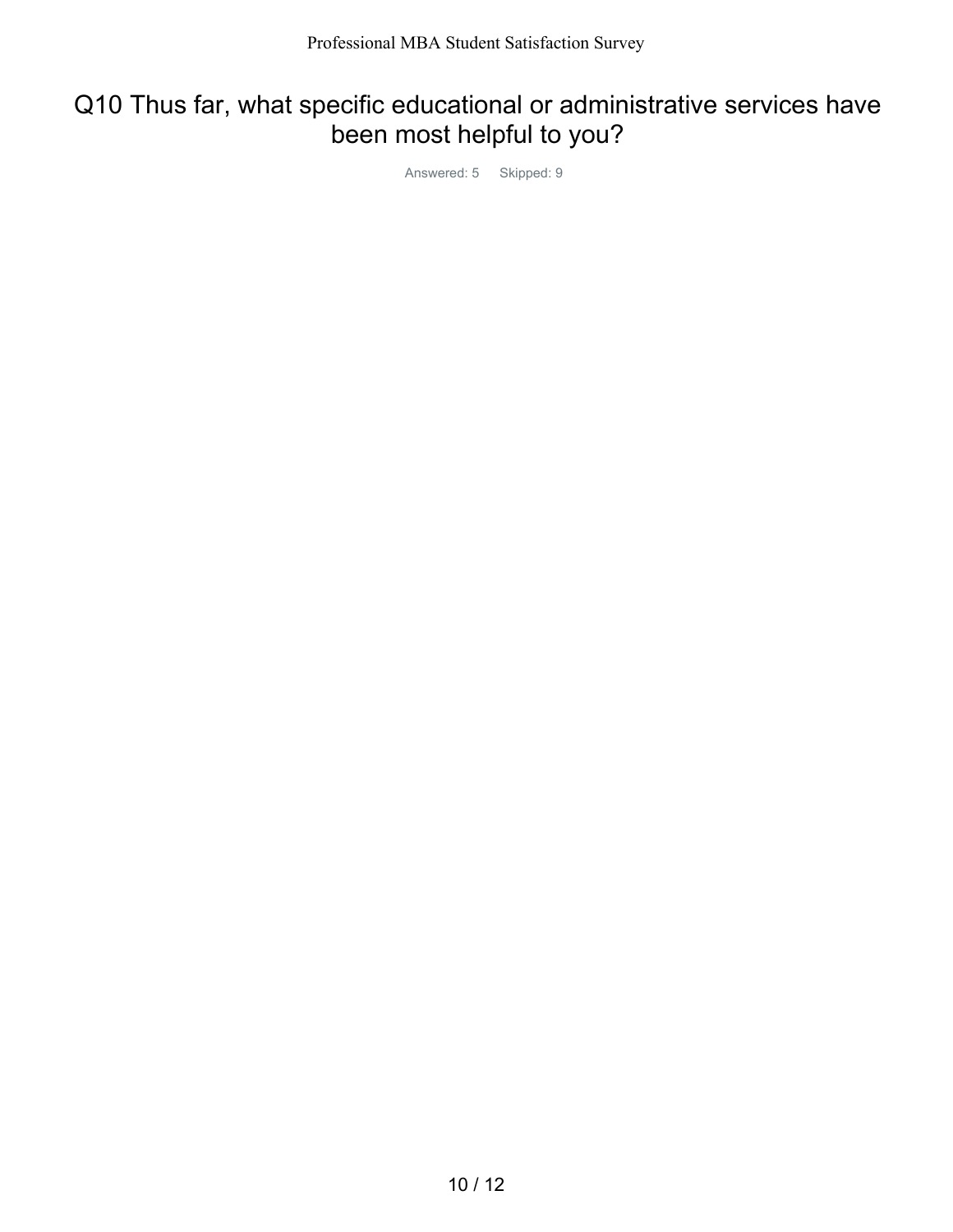# Q10 Thus far, what specific educational or administrative services have been most helpful to you?

Answered: 5 Skipped: 9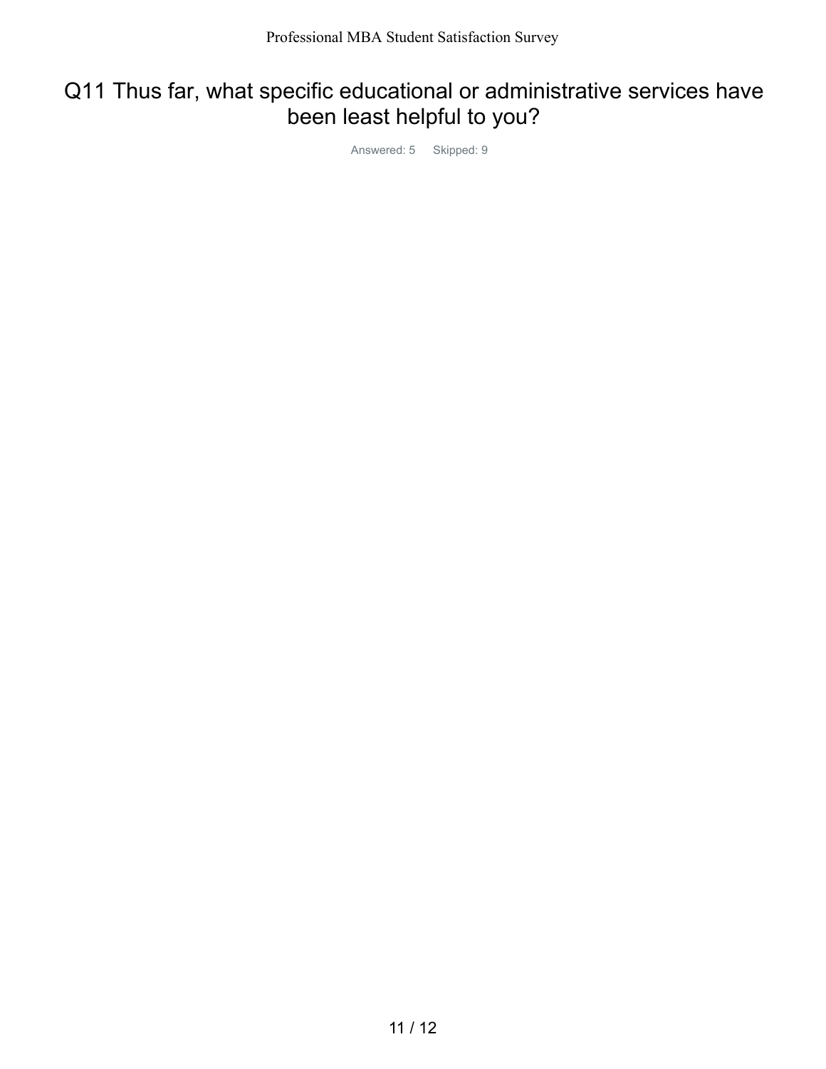## Q11 Thus far, what specific educational or administrative services have been least helpful to you?

Answered: 5 Skipped: 9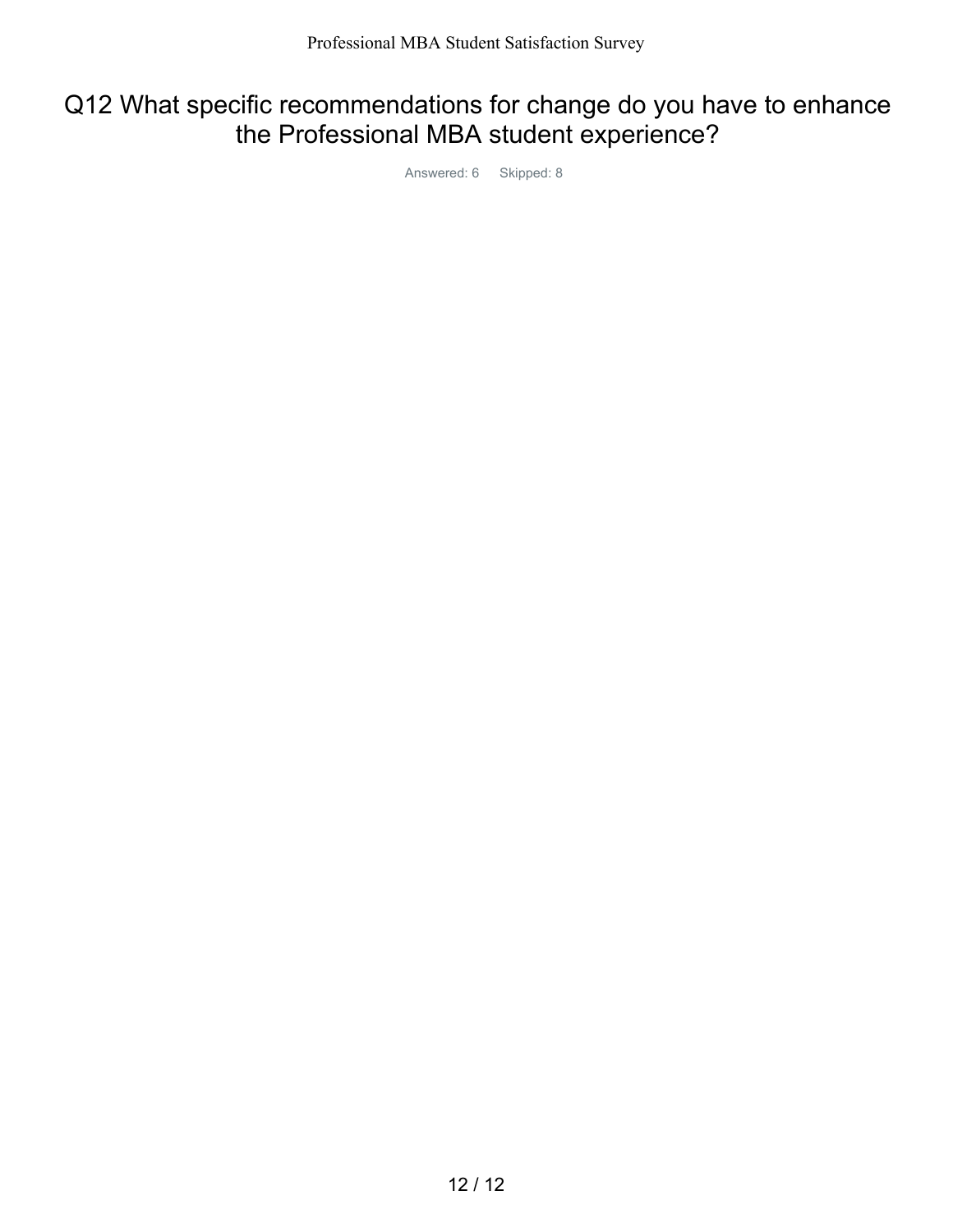# Q12 What specific recommendations for change do you have to enhance the Professional MBA student experience?

Answered: 6 Skipped: 8